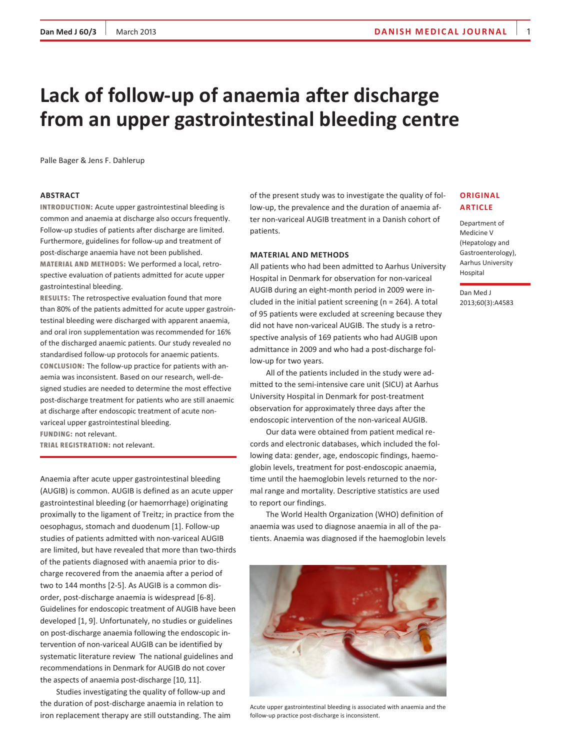# Lack of follow-up of anaemia after discharge from an upper gastrointestinal bleeding centre

Palle Bager & Jens F. Dahlerup

**ORIGINAL ARTICLE**

Department of Medicine V (Hepatology and Gastroenterology), Aarhus University Hospital

Dan Med J 2013;60(3):A4583

## ABSTRACT

**INTRODUCTION:** Acute upper gastrointestinal bleeding is common and anaemia at discharge also occurs frequently. Follow-up studies of patients after discharge are limited. Furthermore, guidelines for follow-up and treatment of post-discharge anaemia have not been published.

**MATERIAL AND METHODS:** We performed a local, retrospective evaluation of patients admitted for acute upper gastrointestinal bleeding.

**RESULTS:** The retrospective evaluation found that more than 80% of the patients admitted for acute upper gastrointestinal bleeding were discharged with apparent anaemia, and oral iron supplementation was recommended for 16% of the discharged anaemic patients. Our study revealed no standardised follow-up protocols for anaemic patients.

**CONCLUSION:** The follow-up practice for patients with anaemia was inconsistent. Based on our research, well-designed studies are needed to determine the most effective post-discharge treatment for patients who are still anaemic at discharge after endoscopic treatment of acute non-variceal upper gastrointestinal bleeding.

**FUNDING:** not relevant.

**TRIAL REGISTRATION:** not relevant.

Anaemia after acute upper gastrointestinal bleeding (AUGIB) is common. AUGIB is defined as an acute upper gastrointestinal bleeding (or haemorrhage) originating proximally to the ligament of Treitz; in practice from the oesophagus, stomach and duodenum [1]. Follow-up studies of patients admitted with non-variceal AUGIB are limited, but have revealed that more than two-thirds of the patients diagnosed with anaemia prior to discharge recovered from the anaemia after a period of two to 144 months [2-5]. As AUGIB is a common disorder, post-discharge anaemia is widespread [6-8]. Guidelines for endoscopic treatment of AUGIB have been developed [1, 9]. Unfortunately, no studies or guidelines on post-discharge anaemia following the endoscopic intervention of non-variceal AUGIB can be identified by systematic literature review The national guidelines and recommendations in Denmark for AUGIB do not cover the aspects of anaemia post-discharge [10, 11].

Studies investigating the quality of follow-up and the duration of post-discharge anaemia in relation to iron replacement therapy are still outstanding. The aim of the present study was to investigate the quality of follow-up, the prevalence and the duration of anaemia after non-variceal AUGIB treatment in a Danish cohort of patients.

## MATERIAL AND METHODS

All patients who had been admitted to Aarhus University Hospital in Denmark for observation for non-variceal AUGIB during an eight-month period in 2009 were included in the initial patient screening (n = 264). A total of 95 patients were excluded at screening because they did not have non-variceal AUGIB. The study is a retrospective analysis of 169 patients who had AUGIB upon admittance in 2009 and who had a post-discharge follow-up for two years.

All of the patients included in the study were admitted to the semi-intensive care unit (SICU) at Aarhus University Hospital in Denmark for post-treatment observation for approximately three days after the endoscopic intervention of the non-variceal AUGIB.

Our data were obtained from patient medical records and electronic databases, which included the following data: gender, age, endoscopic findings, haemoglobin levels, treatment for post-endoscopic anaemia, time until the haemoglobin levels returned to the normal range and mortality. Descriptive statistics are used to report our findings.

The World Health Organization (WHO) definition of anaemia was used to diagnose anaemia in all of the patients. Anaemia was diagnosed if the haemoglobin levels

Acute upper gastrointestinal bleeding is associated with anaemia and the follow-up practice post-discharge is inconsistent.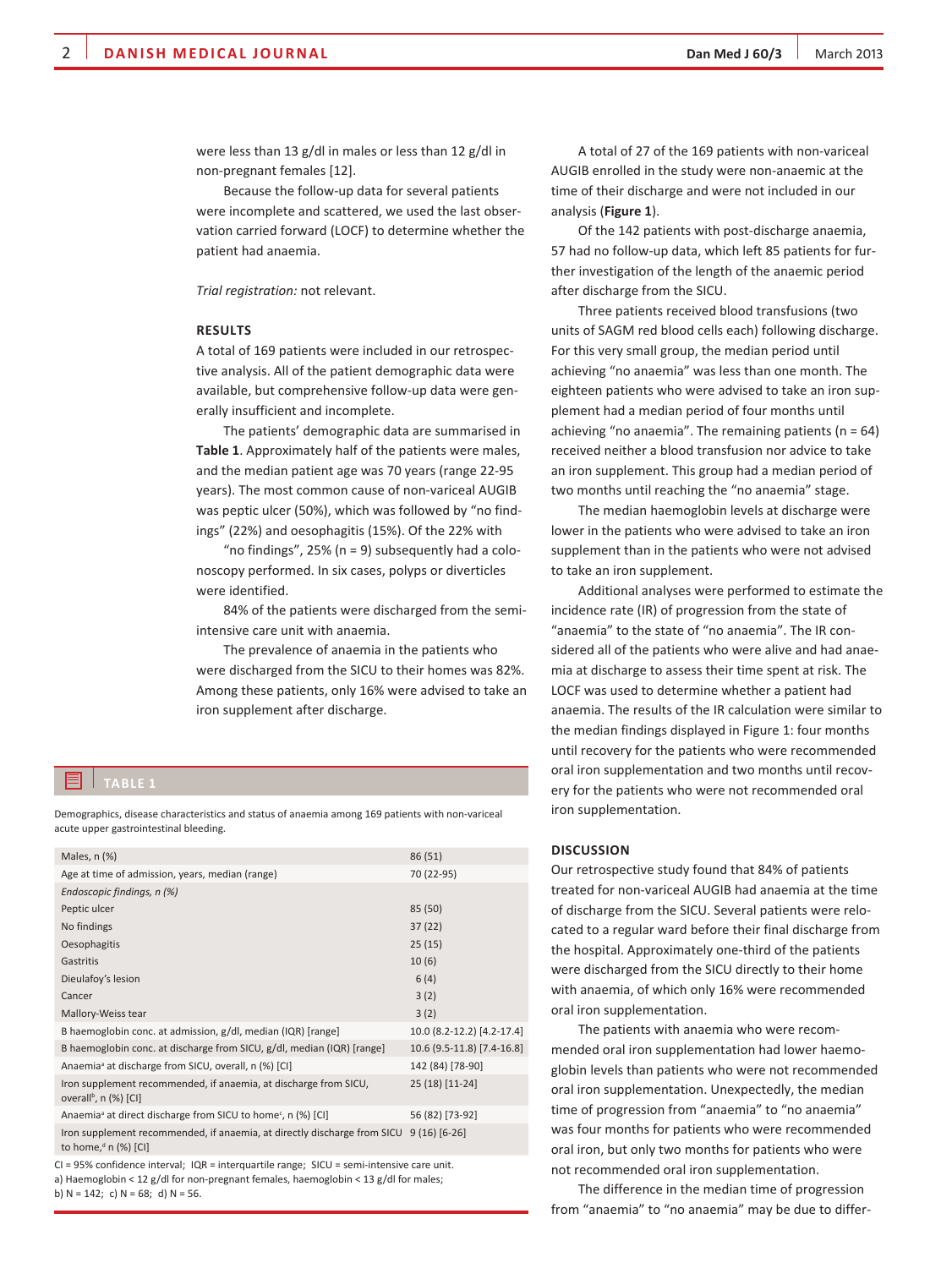were less than 13 g/dl in males or less than 12 g/dl in non-pregnant females [12].

Because the follow-up data for several patients were incomplete and scattered, we used the last observation carried forward (LOCF) to determine whether the patient had anaemia.

*Trial registration:* not relevant.

## RESULTS

A total of 169 patients were included in our retrospective analysis. All of the patient demographic data were available, but comprehensive follow-up data were generally insufficient and incomplete.

The patients' demographic data are summarised in **Table 1**. Approximately half of the patients were males, and the median patient age was 70 years (range 22-95 years). The most common cause of non-variceal AUGIB was peptic ulcer (50%), which was followed by "no findings" (22%) and oesophagitis (15%). Of the 22% with "no findings", 25% (n = 9) subsequently had a colonoscopy performed. In six cases, polyps or diverticles were identified.

84% of the patients were discharged from the semi-intensive care unit with anaemia.

The prevalence of anaemia in the patients who were discharged from the SICU to their homes was 82%. Among these patients, only 16% were advised to take an iron supplement after discharge.

**TABLE 1**

Demographics, disease characteristics and status of anaemia among 169 patients with non-variceal acute upper gastrointestinal bleeding.

| | |
|---|---|
| Males, n (%) | 86 (51) |
| Age at time of admission, years, median (range) | 70 (22-95) |
| *Endoscopic findings, n (%)* | |
| Peptic ulcer | 85 (50) |
| No findings | 37 (22) |
| Oesophagitis | 25 (15) |
| Gastritis | 10 (6) |
| Dieulafoy's lesion | 6 (4) |
| Cancer | 3 (2) |
| Mallory-Weiss tear | 3 (2) |
| B haemoglobin conc. at admission, g/dl, median (IQR) [range] | 10.0 (8.2-12.2) [4.2-17.4] |
| B haemoglobin conc. at discharge from SICU, g/dl, median (IQR) [range] | 10.6 (9.5-11.8) [7.4-16.8] |
| Anaemia[a] at discharge from SICU, overall, n (%) [CI] | 142 (84) [78-90] |
| Iron supplement recommended, if anaemia, at discharge from SICU, overall[b], n (%) [CI] | 25 (18) [11-24] |
| Anaemia[a] at direct discharge from SICU to home[c], n (%) [CI] | 56 (82) [73-92] |
| Iron supplement recommended, if anaemia, at directly discharge from SICU to home,[d] n (%) [CI] | 9 (16) [6-26] |

CI = 95% confidence interval; IQR = interquartile range; SICU = semi-intensive care unit.
a) Haemoglobin < 12 g/dl for non-pregnant females, haemoglobin < 13 g/dl for males;
b) N = 142; c) N = 68; d) N = 56.

A total of 27 of the 169 patients with non-variceal AUGIB enrolled in the study were non-anaemic at the time of their discharge and were not included in our analysis (**Figure 1**).

Of the 142 patients with post-discharge anaemia, 57 had no follow-up data, which left 85 patients for further investigation of the length of the anaemic period after discharge from the SICU.

Three patients received blood transfusions (two units of SAGM red blood cells each) following discharge. For this very small group, the median period until achieving "no anaemia" was less than one month. The eighteen patients who were advised to take an iron supplement had a median period of four months until achieving "no anaemia". The remaining patients (n = 64) received neither a blood transfusion nor advice to take an iron supplement. This group had a median period of two months until reaching the "no anaemia" stage.

The median haemoglobin levels at discharge were lower in the patients who were advised to take an iron supplement than in the patients who were not advised to take an iron supplement.

Additional analyses were performed to estimate the incidence rate (IR) of progression from the state of "anaemia" to the state of "no anaemia". The IR considered all of the patients who were alive and had anaemia at discharge to assess their time spent at risk. The LOCF was used to determine whether a patient had anaemia. The results of the IR calculation were similar to the median findings displayed in Figure 1: four months until recovery for the patients who were recommended oral iron supplementation and two months until recovery for the patients who were not recommended oral iron supplementation.

## DISCUSSION

Our retrospective study found that 84% of patients treated for non-variceal AUGIB had anaemia at the time of discharge from the SICU. Several patients were relocated to a regular ward before their final discharge from the hospital. Approximately one-third of the patients were discharged from the SICU directly to their home with anaemia, of which only 16% were recommended oral iron supplementation.

The patients with anaemia who were recommended oral iron supplementation had lower haemoglobin levels than patients who were not recommended oral iron supplementation. Unexpectedly, the median time of progression from "anaemia" to "no anaemia" was four months for patients who were recommended oral iron, but only two months for patients who were not recommended oral iron supplementation.

The difference in the median time of progression from "anaemia" to "no anaemia" may be due to differ-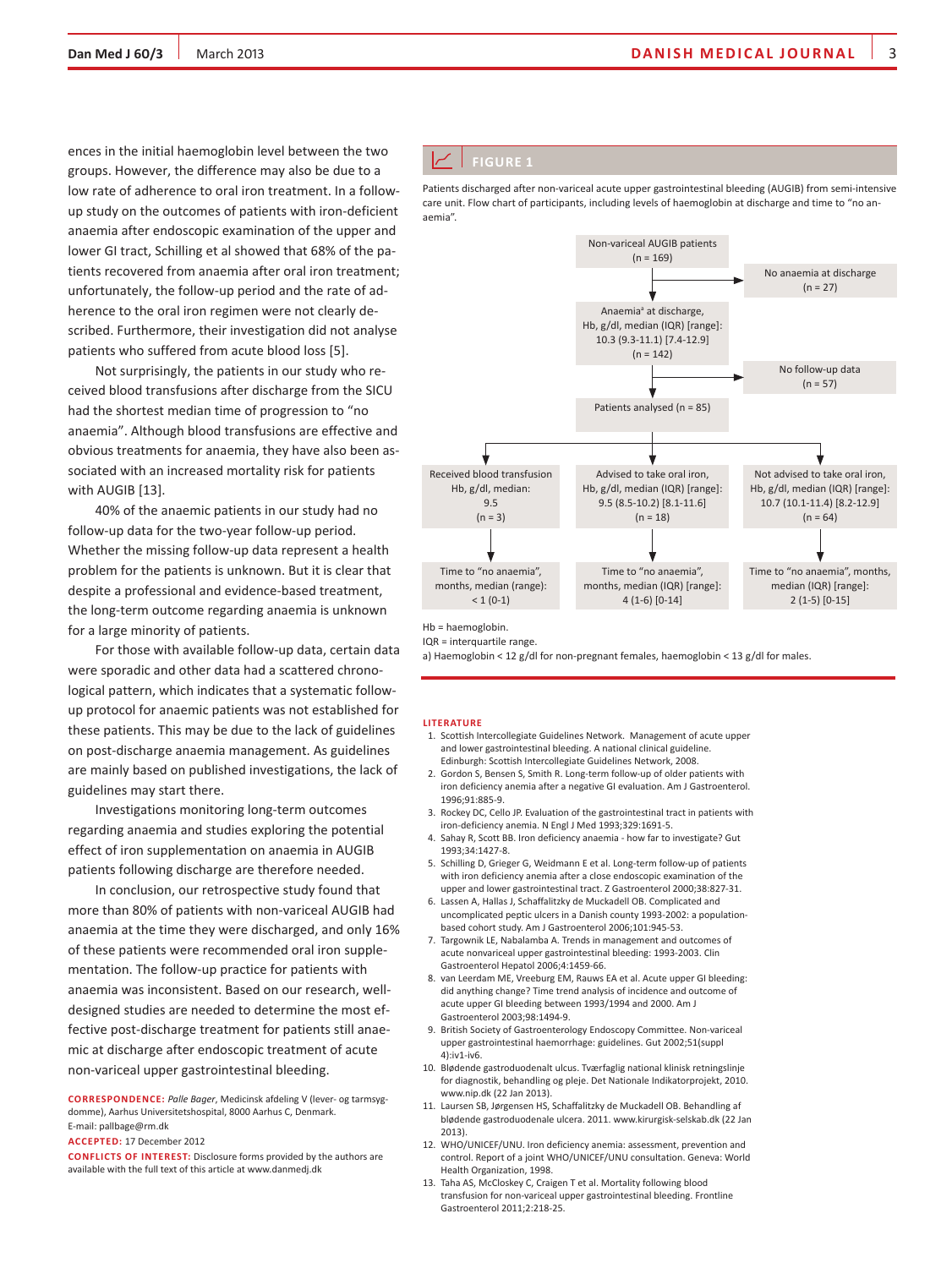ences in the initial haemoglobin level between the two groups. However, the difference may also be due to a low rate of adherence to oral iron treatment. In a follow-up study on the outcomes of patients with iron-deficient anaemia after endoscopic examination of the upper and lower GI tract, Schilling et al showed that 68% of the patients recovered from anaemia after oral iron treatment; unfortunately, the follow-up period and the rate of adherence to the oral iron regimen were not clearly described. Furthermore, their investigation did not analyse patients who suffered from acute blood loss [5].

Not surprisingly, the patients in our study who received blood transfusions after discharge from the SICU had the shortest median time of progression to "no anaemia". Although blood transfusions are effective and obvious treatments for anaemia, they have also been associated with an increased mortality risk for patients with AUGIB [13].

40% of the anaemic patients in our study had no follow-up data for the two-year follow-up period. Whether the missing follow-up data represent a health problem for the patients is unknown. But it is clear that despite a professional and evidence-based treatment, the long-term outcome regarding anaemia is unknown for a large minority of patients.

For those with available follow-up data, certain data were sporadic and other data had a scattered chronological pattern, which indicates that a systematic follow-up protocol for anaemic patients was not established for these patients. This may be due to the lack of guidelines on post-discharge anaemia management. As guidelines are mainly based on published investigations, the lack of guidelines may start there.

Investigations monitoring long-term outcomes regarding anaemia and studies exploring the potential effect of iron supplementation on anaemia in AUGIB patients following discharge are therefore needed.

In conclusion, our retrospective study found that more than 80% of patients with non-variceal AUGIB had anaemia at the time they were discharged, and only 16% of these patients were recommended oral iron supplementation. The follow-up practice for patients with anaemia was inconsistent. Based on our research, well-designed studies are needed to determine the most effective post-discharge treatment for patients still anaemic at discharge after endoscopic treatment of acute non-variceal upper gastrointestinal bleeding.

**CORRESPONDENCE:** *Palle Bager*, Medicinsk afdeling V (lever- og tarmsygdomme), Aarhus Universitetshospital, 8000 Aarhus C, Denmark.
E-mail: pallbage@rm.dk

**ACCEPTED:** 17 December 2012

**CONFLICTS OF INTEREST:** Disclosure forms provided by the authors are available with the full text of this article at www.danmedj.dk

**FIGURE 1**

Patients discharged after non-variceal acute upper gastrointestinal bleeding (AUGIB) from semi-intensive care unit. Flow chart of participants, including levels of haemoglobin at discharge and time to "no anaemia".

Non-variceal AUGIB patients
(n = 169)

No anaemia at discharge
(n = 27)

Anaemia[a] at discharge,
Hb, g/dl, median (IQR) [range]:
10.3 (9.3-11.1) [7.4-12.9]
(n = 142)

No follow-up data
(n = 57)

Patients analysed (n = 85)

Received blood transfusion
Hb, g/dl, median:
9.5
(n = 3)

Advised to take oral iron,
Hb, g/dl, median (IQR) [range]:
9.5 (8.5-10.2) [8.1-11.6]
(n = 18)

Not advised to take oral iron,
Hb, g/dl, median (IQR) [range]:
10.7 (10.1-11.4) [8.2-12.9]
(n = 64)

Time to "no anaemia",
months, median (range):
< 1 (0-1)

Time to "no anaemia",
months, median (IQR) [range]:
4 (1-6) [0-14]

Time to "no anaemia", months,
median (IQR) [range]:
2 (1-5) [0-15]

Hb = haemoglobin.
IQR = interquartile range.
a) Haemoglobin < 12 g/dl for non-pregnant females, haemoglobin < 13 g/dl for males.

**LITERATURE**

1. Scottish Intercollegiate Guidelines Network. Management of acute upper and lower gastrointestinal bleeding. A national clinical guideline. Edinburgh: Scottish Intercollegiate Guidelines Network, 2008.
2. Gordon S, Bensen S, Smith R. Long-term follow-up of older patients with iron deficiency anemia after a negative GI evaluation. Am J Gastroenterol. 1996;91:885-9.
3. Rockey DC, Cello JP. Evaluation of the gastrointestinal tract in patients with iron-deficiency anemia. N Engl J Med 1993;329:1691-5.
4. Sahay R, Scott BB. Iron deficiency anaemia - how far to investigate? Gut 1993;34:1427-8.
5. Schilling D, Grieger G, Weidmann E et al. Long-term follow-up of patients with iron deficiency anemia after a close endoscopic examination of the upper and lower gastrointestinal tract. Z Gastroenterol 2000;38:827-31.
6. Lassen A, Hallas J, Schaffalitzky de Muckadell OB. Complicated and uncomplicated peptic ulcers in a Danish county 1993-2002: a population-based cohort study. Am J Gastroenterol 2006;101:945-53.
7. Targownik LE, Nabalamba A. Trends in management and outcomes of acute nonvariceal upper gastrointestinal bleeding: 1993-2003. Clin Gastroenterol Hepatol 2006;4:1459-66.
8. van Leerdam ME, Vreeburg EM, Rauws EA et al. Acute upper GI bleeding: did anything change? Time trend analysis of incidence and outcome of acute upper GI bleeding between 1993/1994 and 2000. Am J Gastroenterol 2003;98:1494-9.
9. British Society of Gastroenterology Endoscopy Committee. Non-variceal upper gastrointestinal haemorrhage: guidelines. Gut 2002;51(suppl 4):iv1-iv6.
10. Blødende gastroduodenalt ulcus. Tværfaglig national klinisk retningslinje for diagnostik, behandling og pleje. Det Nationale Indikatorprojekt, 2010. www.nip.dk (22 Jan 2013).
11. Laursen SB, Jørgensen HS, Schaffalitzky de Muckadell OB. Behandling af blødende gastroduodenale ulcera. 2011. www.kirurgisk-selskab.dk (22 Jan 2013).
12. WHO/UNICEF/UNU. Iron deficiency anemia: assessment, prevention and control. Report of a joint WHO/UNICEF/UNU consultation. Geneva: World Health Organization, 1998.
13. Taha AS, McCloskey C, Craigen T et al. Mortality following blood transfusion for non-variceal upper gastrointestinal bleeding. Frontline Gastroenterol 2011;2:218-25.